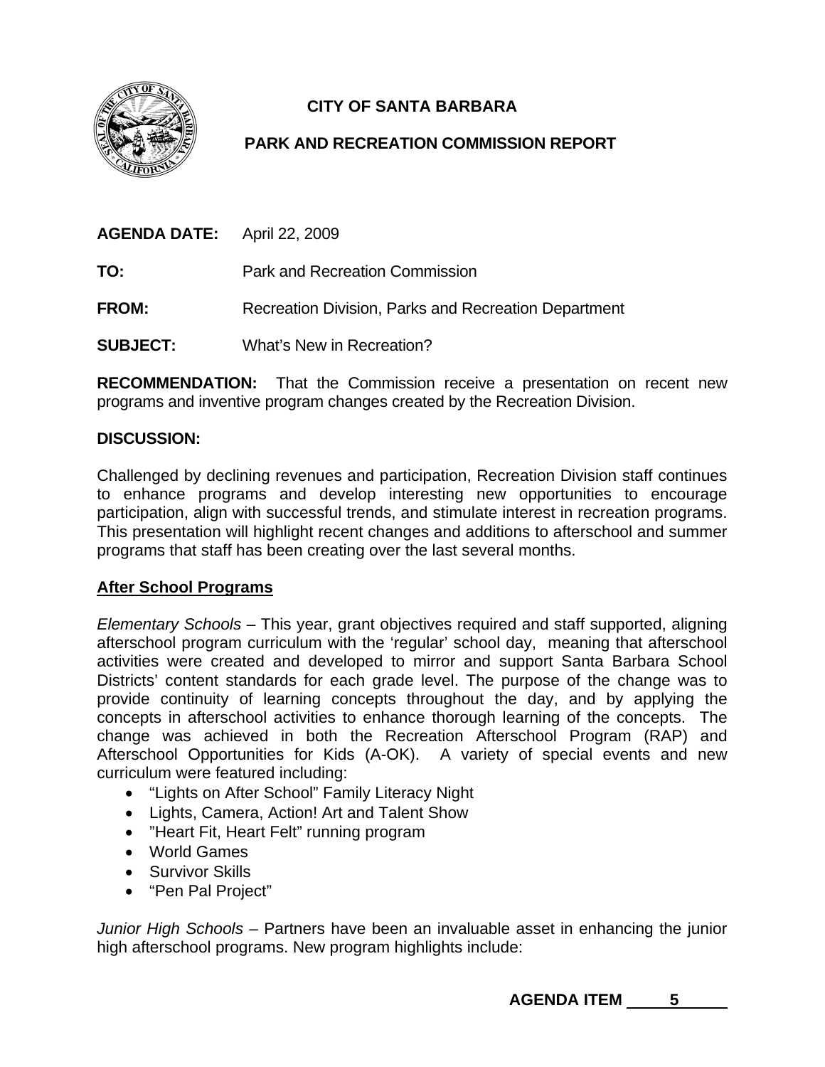# CITY OF SANTA BARBARA

## PARK AND RECREATION COMMISSION REPORT

**AGENDA DATE:** April 22, 2009

**TO:** Park and Recreation Commission

**FROM:** Recreation Division, Parks and Recreation Department

**SUBJECT:** What's New in Recreation?

**RECOMMENDATION:** That the Commission receive a presentation on recent new programs and inventive program changes created by the Recreation Division.

**DISCUSSION:**

Challenged by declining revenues and participation, Recreation Division staff continues to enhance programs and develop interesting new opportunities to encourage participation, align with successful trends, and stimulate interest in recreation programs. This presentation will highlight recent changes and additions to afterschool and summer programs that staff has been creating over the last several months.

**<u>After School Programs</u>**

*Elementary Schools* – This year, grant objectives required and staff supported, aligning afterschool program curriculum with the 'regular' school day, meaning that afterschool activities were created and developed to mirror and support Santa Barbara School Districts' content standards for each grade level. The purpose of the change was to provide continuity of learning concepts throughout the day, and by applying the concepts in afterschool activities to enhance thorough learning of the concepts. The change was achieved in both the Recreation Afterschool Program (RAP) and Afterschool Opportunities for Kids (A-OK). A variety of special events and new curriculum were featured including:

- "Lights on After School" Family Literacy Night
- Lights, Camera, Action! Art and Talent Show
- "Heart Fit, Heart Felt" running program
- World Games
- Survivor Skills
- "Pen Pal Project"

*Junior High Schools* – Partners have been an invaluable asset in enhancing the junior high afterschool programs. New program highlights include:

**AGENDA ITEM 5**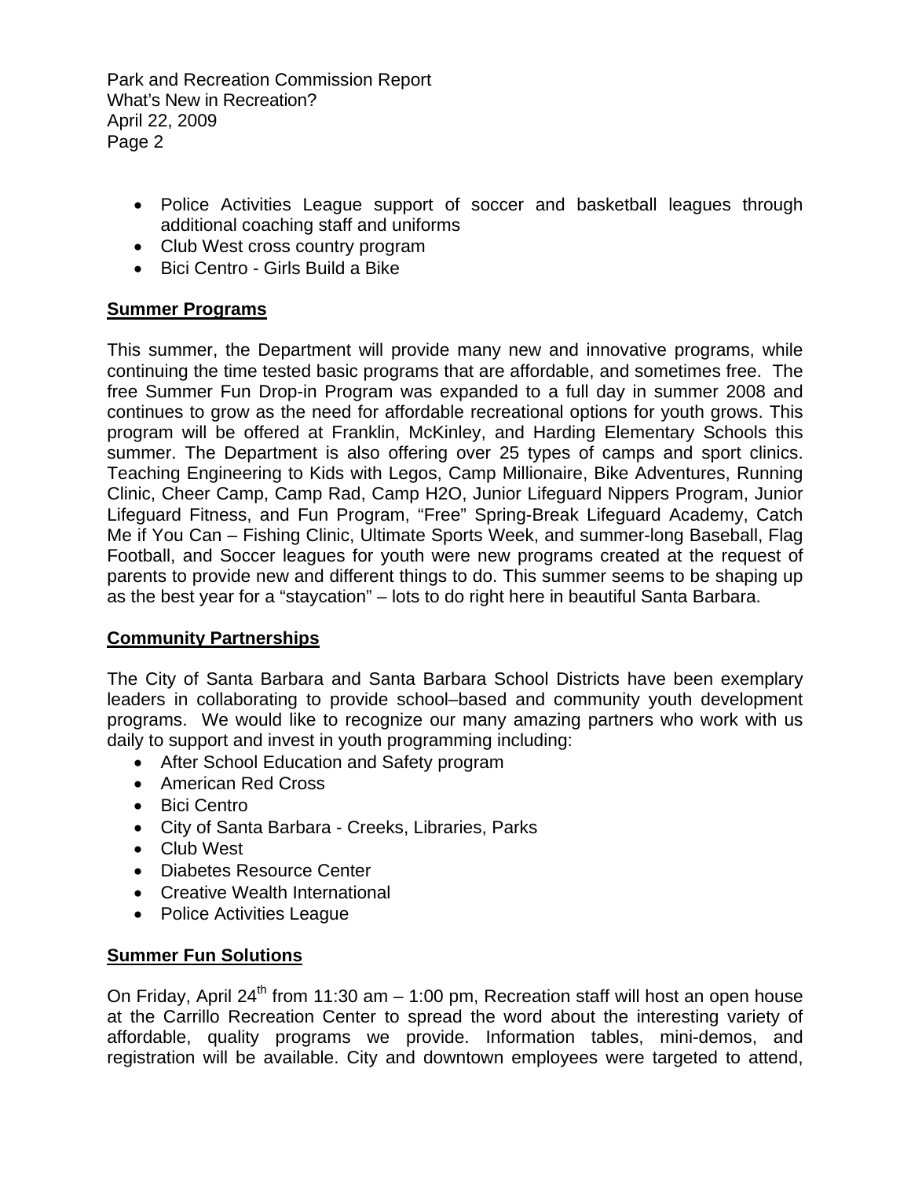- Police Activities League support of soccer and basketball leagues through additional coaching staff and uniforms
- Club West cross country program
- Bici Centro - Girls Build a Bike

**Summer Programs**

This summer, the Department will provide many new and innovative programs, while continuing the time tested basic programs that are affordable, and sometimes free. The free Summer Fun Drop-in Program was expanded to a full day in summer 2008 and continues to grow as the need for affordable recreational options for youth grows. This program will be offered at Franklin, McKinley, and Harding Elementary Schools this summer. The Department is also offering over 25 types of camps and sport clinics. Teaching Engineering to Kids with Legos, Camp Millionaire, Bike Adventures, Running Clinic, Cheer Camp, Camp Rad, Camp H2O, Junior Lifeguard Nippers Program, Junior Lifeguard Fitness, and Fun Program, "Free" Spring-Break Lifeguard Academy, Catch Me if You Can – Fishing Clinic, Ultimate Sports Week, and summer-long Baseball, Flag Football, and Soccer leagues for youth were new programs created at the request of parents to provide new and different things to do. This summer seems to be shaping up as the best year for a "staycation" – lots to do right here in beautiful Santa Barbara.

**Community Partnerships**

The City of Santa Barbara and Santa Barbara School Districts have been exemplary leaders in collaborating to provide school–based and community youth development programs. We would like to recognize our many amazing partners who work with us daily to support and invest in youth programming including:

- After School Education and Safety program
- American Red Cross
- Bici Centro
- City of Santa Barbara - Creeks, Libraries, Parks
- Club West
- Diabetes Resource Center
- Creative Wealth International
- Police Activities League

**Summer Fun Solutions**

On Friday, April 24th from 11:30 am – 1:00 pm, Recreation staff will host an open house at the Carrillo Recreation Center to spread the word about the interesting variety of affordable, quality programs we provide. Information tables, mini-demos, and registration will be available. City and downtown employees were targeted to attend,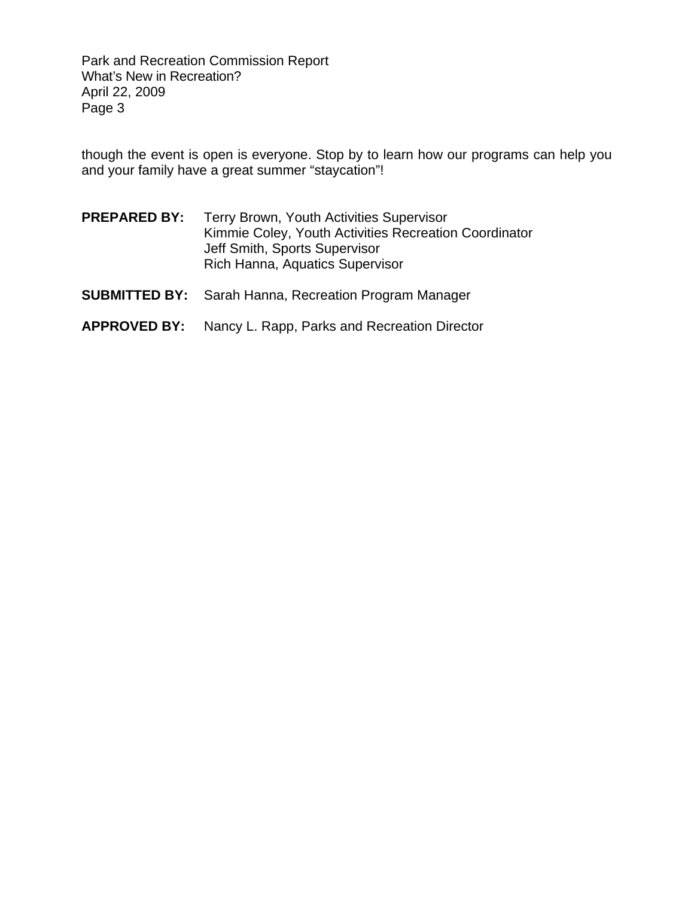though the event is open is everyone. Stop by to learn how our programs can help you and your family have a great summer "staycation"!

**PREPARED BY:** Terry Brown, Youth Activities Supervisor
Kimmie Coley, Youth Activities Recreation Coordinator
Jeff Smith, Sports Supervisor
Rich Hanna, Aquatics Supervisor

**SUBMITTED BY:** Sarah Hanna, Recreation Program Manager

**APPROVED BY:** Nancy L. Rapp, Parks and Recreation Director